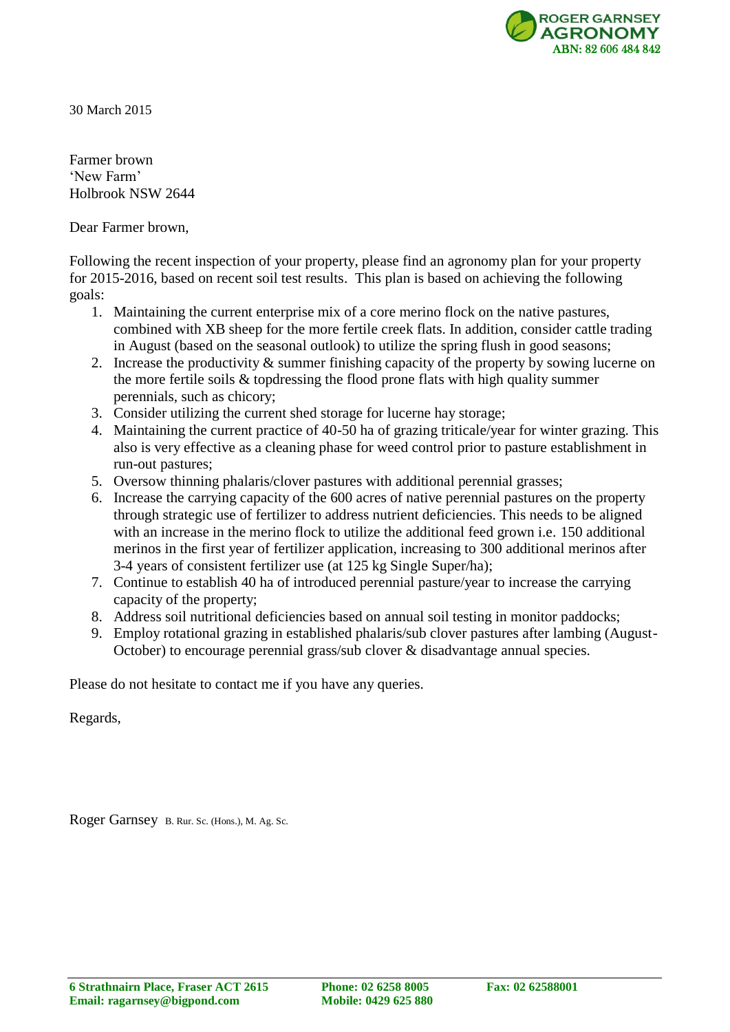ROGER GARNSEY AGRONOMY
ABN: 82 606 484 842

30 March 2015

Farmer brown
'New Farm'
Holbrook NSW 2644

Dear Farmer brown,

Following the recent inspection of your property, please find an agronomy plan for your property for 2015-2016, based on recent soil test results. This plan is based on achieving the following goals:

1. Maintaining the current enterprise mix of a core merino flock on the native pastures, combined with XB sheep for the more fertile creek flats. In addition, consider cattle trading in August (based on the seasonal outlook) to utilize the spring flush in good seasons;
2. Increase the productivity & summer finishing capacity of the property by sowing lucerne on the more fertile soils & topdressing the flood prone flats with high quality summer perennials, such as chicory;
3. Consider utilizing the current shed storage for lucerne hay storage;
4. Maintaining the current practice of 40-50 ha of grazing triticale/year for winter grazing. This also is very effective as a cleaning phase for weed control prior to pasture establishment in run-out pastures;
5. Oversow thinning phalaris/clover pastures with additional perennial grasses;
6. Increase the carrying capacity of the 600 acres of native perennial pastures on the property through strategic use of fertilizer to address nutrient deficiencies. This needs to be aligned with an increase in the merino flock to utilize the additional feed grown i.e. 150 additional merinos in the first year of fertilizer application, increasing to 300 additional merinos after 3-4 years of consistent fertilizer use (at 125 kg Single Super/ha);
7. Continue to establish 40 ha of introduced perennial pasture/year to increase the carrying capacity of the property;
8. Address soil nutritional deficiencies based on annual soil testing in monitor paddocks;
9. Employ rotational grazing in established phalaris/sub clover pastures after lambing (August-October) to encourage perennial grass/sub clover & disadvantage annual species.

Please do not hesitate to contact me if you have any queries.

Regards,

Roger Garnsey B. Rur. Sc. (Hons.), M. Ag. Sc.

**6 Strathnairn Place, Fraser ACT 2615** **Phone: 02 6258 8005** **Fax: 02 62588001**
**Email: ragarnsey@bigpond.com** **Mobile: 0429 625 880**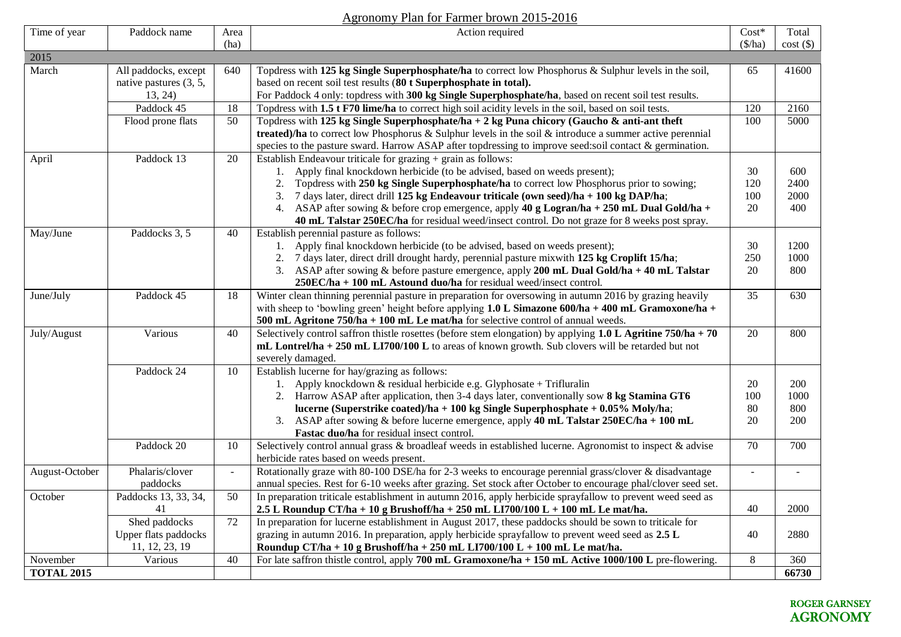Agronomy Plan for Farmer brown 2015-2016

| Time of year | Paddock name | Area (ha) | Action required | Cost* ($/ha) | Total cost ($) |
|---|---|---|---|---|---|
| 2015 | | | | | |
| March | All paddocks, except native pastures (3, 5, 13, 24) | 640 | Topdress with **125 kg Single Superphosphate/ha** to correct low Phosphorus & Sulphur levels in the soil, based on recent soil test results (**80 t Superphosphate in total).** For Paddock 4 only: topdress with **300 kg Single Superphosphate/ha**, based on recent soil test results. | 65 | 41600 |
| | Paddock 45 | 18 | Topdress with **1.5 t F70 lime/ha** to correct high soil acidity levels in the soil, based on soil tests. | 120 | 2160 |
| | Flood prone flats | 50 | Topdress with **125 kg Single Superphosphate/ha + 2 kg Puna chicory (Gaucho & anti-ant theft treated)/ha** to correct low Phosphorus & Sulphur levels in the soil & introduce a summer active perennial species to the pasture sward. Harrow ASAP after topdressing to improve seed:soil contact & germination. | 100 | 5000 |
| April | Paddock 13 | 20 | Establish Endeavour triticale for grazing + grain as follows: | | |
| | | | 1. Apply final knockdown herbicide (to be advised, based on weeds present); | 30 | 600 |
| | | | 2. Topdress with **250 kg Single Superphosphate/ha** to correct low Phosphorus prior to sowing; | 120 | 2400 |
| | | | 3. 7 days later, direct drill **125 kg Endeavour triticale (own seed)/ha + 100 kg DAP/ha**; | 100 | 2000 |
| | | | 4. ASAP after sowing & before crop emergence, apply **40 g Logran/ha + 250 mL Dual Gold/ha + 40 mL Talstar 250EC/ha** for residual weed/insect control. Do not graze for 8 weeks post spray. | 20 | 400 |
| May/June | Paddocks 3, 5 | 40 | Establish perennial pasture as follows: | | |
| | | | 1. Apply final knockdown herbicide (to be advised, based on weeds present); | 30 | 1200 |
| | | | 2. 7 days later, direct drill drought hardy, perennial pasture mixwith **125 kg Croplift 15/ha**; | 250 | 1000 |
| | | | 3. ASAP after sowing & before pasture emergence, apply **200 mL Dual Gold/ha + 40 mL Talstar 250EC/ha + 100 mL Astound duo/ha** for residual weed/insect control. | 20 | 800 |
| June/July | Paddock 45 | 18 | Winter clean thinning perennial pasture in preparation for oversowing in autumn 2016 by grazing heavily with sheep to 'bowling green' height before applying **1.0 L Simazone 600/ha + 400 mL Gramoxone/ha + 500 mL Agritone 750/ha + 100 mL Le mat/ha** for selective control of annual weeds. | 35 | 630 |
| July/August | Various | 40 | Selectively control saffron thistle rosettes (before stem elongation) by applying **1.0 L Agritine 750/ha + 70 mL Lontrel/ha + 250 mL LI700/100 L** to areas of known growth. Sub clovers will be retarded but not severely damaged. | 20 | 800 |
| | Paddock 24 | 10 | Establish lucerne for hay/grazing as follows: | | |
| | | | 1. Apply knockdown & residual herbicide e.g. Glyphosate + Trifluralin | 20 | 200 |
| | | | 2. Harrow ASAP after application, then 3-4 days later, conventionally sow **8 kg Stamina GT6 lucerne (Superstrike coated)/ha + 100 kg Single Superphosphate + 0.05% Moly/ha**; | 100 | 1000 |
| | | | | 80 | 800 |
| | | | 3. ASAP after sowing & before lucerne emergence, apply **40 mL Talstar 250EC/ha + 100 mL Fastac duo/ha** for residual insect control. | 20 | 200 |
| | Paddock 20 | 10 | Selectively control annual grass & broadleaf weeds in established lucerne. Agronomist to inspect & advise herbicide rates based on weeds present. | 70 | 700 |
| August-October | Phalaris/clover paddocks | - | Rotationally graze with 80-100 DSE/ha for 2-3 weeks to encourage perennial grass/clover & disadvantage annual species. Rest for 6-10 weeks after grazing. Set stock after October to encourage phal/clover seed set. | - | - |
| October | Paddocks 13, 33, 34, 41 | 50 | In preparation triticale establishment in autumn 2016, apply herbicide sprayfallow to prevent weed seed as **2.5 L Roundup CT/ha + 10 g Brushoff/ha + 250 mL LI700/100 L + 100 mL Le mat/ha.** | 40 | 2000 |
| | Shed paddocks Upper flats paddocks 11, 12, 23, 19 | 72 | In preparation for lucerne establishment in August 2017, these paddocks should be sown to triticale for grazing in autumn 2016. In preparation, apply herbicide sprayfallow to prevent weed seed as **2.5 L Roundup CT/ha + 10 g Brushoff/ha + 250 mL LI700/100 L + 100 mL Le mat/ha.** | 40 | 2880 |
| November | Various | 40 | For late saffron thistle control, apply **700 mL Gramoxone/ha + 150 mL Active 1000/100 L** pre-flowering. | 8 | 360 |
| **TOTAL 2015** | | | | | **66730** |

**ROGER GARNSEY AGRONOMY**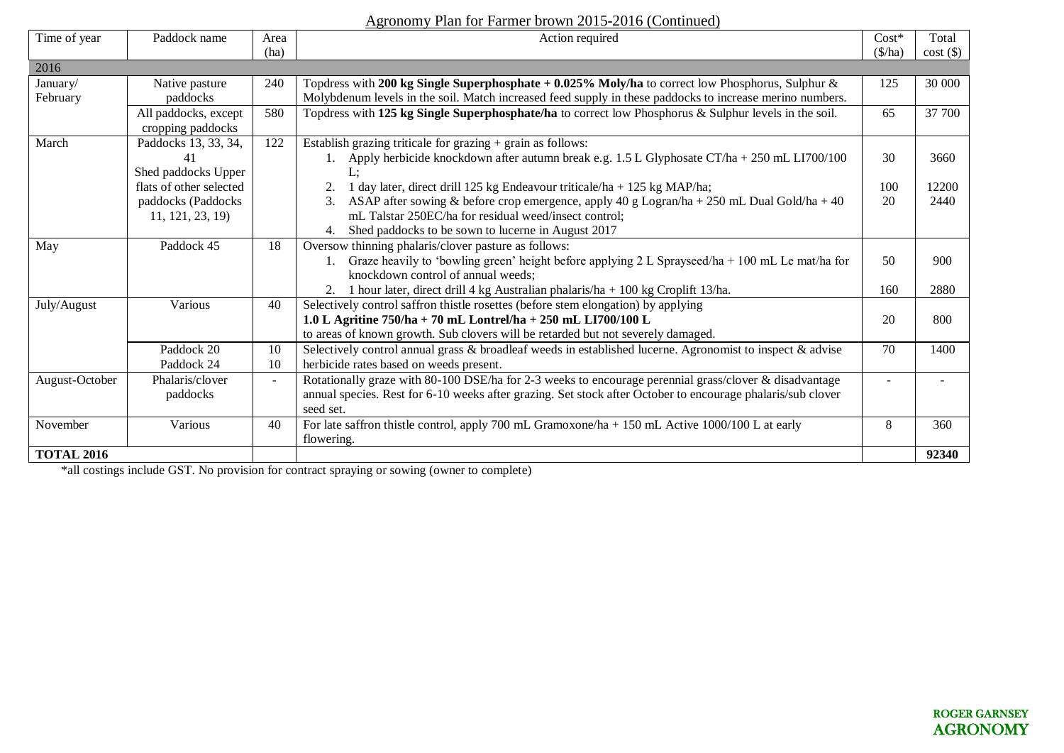## Agronomy Plan for Farmer brown 2015-2016 (Continued)

| Time of year | Paddock name | Area (ha) | Action required | Cost* ($/ha) | Total cost ($) |
|---|---|---|---|---|---|
| **2016** | | | | | |
| January/ February | Native pasture paddocks | 240 | Topdress with **200 kg Single Superphosphate + 0.025% Moly/ha** to correct low Phosphorus, Sulphur & Molybdenum levels in the soil. Match increased feed supply in these paddocks to increase merino numbers. | 125 | 30 000 |
| | All paddocks, except cropping paddocks | 580 | Topdress with **125 kg Single Superphosphate/ha** to correct low Phosphorus & Sulphur levels in the soil. | 65 | 37 700 |
| March | Paddocks 13, 33, 34, 41 Shed paddocks Upper flats of other selected paddocks (Paddocks 11, 121, 23, 19) | 122 | Establish grazing triticale for grazing + grain as follows: 1. Apply herbicide knockdown after autumn break e.g. 1.5 L Glyphosate CT/ha + 250 mL LI700/100 L; 2. 1 day later, direct drill 125 kg Endeavour triticale/ha + 125 kg MAP/ha; 3. ASAP after sowing & before crop emergence, apply 40 g Logran/ha + 250 mL Dual Gold/ha + 40 mL Talstar 250EC/ha for residual weed/insect control; 4. Shed paddocks to be sown to lucerne in August 2017 | 30<br>100<br>20 | 3660<br>12200<br>2440 |
| May | Paddock 45 | 18 | Oversow thinning phalaris/clover pasture as follows: 1. Graze heavily to 'bowling green' height before applying 2 L Sprayseed/ha + 100 mL Le mat/ha for knockdown control of annual weeds; 2. 1 hour later, direct drill 4 kg Australian phalaris/ha + 100 kg Croplift 13/ha. | 50<br>160 | 900<br>2880 |
| July/August | Various | 40 | Selectively control saffron thistle rosettes (before stem elongation) by applying **1.0 L Agritine 750/ha + 70 mL Lontrel/ha + 250 mL LI700/100 L** to areas of known growth. Sub clovers will be retarded but not severely damaged. | 20 | 800 |
| | Paddock 20<br>Paddock 24 | 10<br>10 | Selectively control annual grass & broadleaf weeds in established lucerne. Agronomist to inspect & advise herbicide rates based on weeds present. | 70 | 1400 |
| August-October | Phalaris/clover paddocks | - | Rotationally graze with 80-100 DSE/ha for 2-3 weeks to encourage perennial grass/clover & disadvantage annual species. Rest for 6-10 weeks after grazing. Set stock after October to encourage phalaris/sub clover seed set. | - | - |
| November | Various | 40 | For late saffron thistle control, apply 700 mL Gramoxone/ha + 150 mL Active 1000/100 L at early flowering. | 8 | 360 |
| **TOTAL 2016** | | | | | **92340** |

*all costings include GST. No provision for contract spraying or sowing (owner to complete)

ROGER GARNSEY AGRONOMY